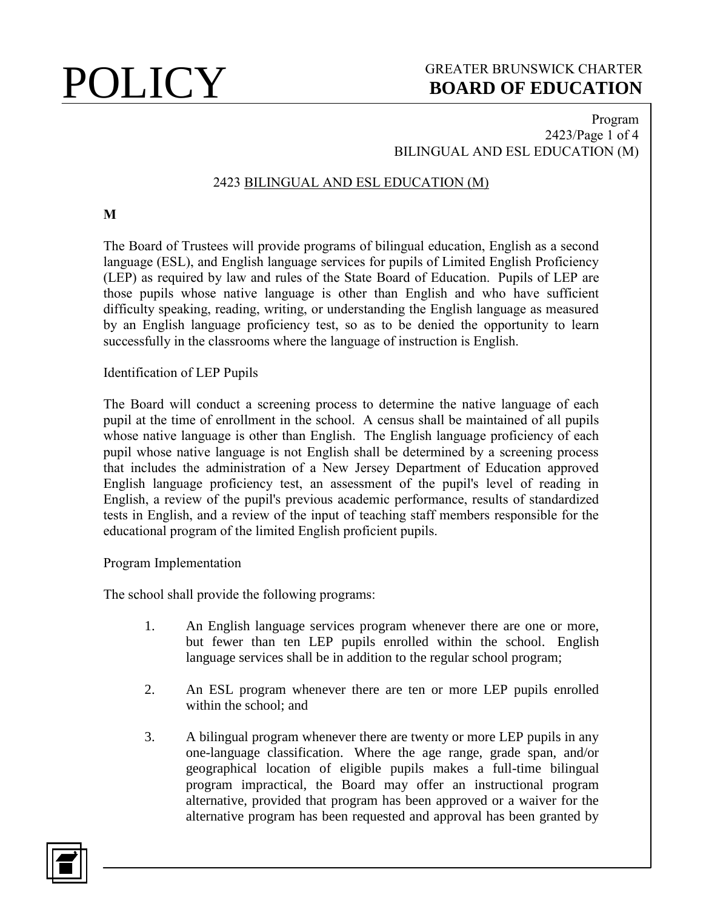# POLICY

GREATER BRUNSWICK CHARTER
**BOARD OF EDUCATION**

## 2423 BILINGUAL AND ESL EDUCATION (M)

**M**

The Board of Trustees will provide programs of bilingual education, English as a second language (ESL), and English language services for pupils of Limited English Proficiency (LEP) as required by law and rules of the State Board of Education. Pupils of LEP are those pupils whose native language is other than English and who have sufficient difficulty speaking, reading, writing, or understanding the English language as measured by an English language proficiency test, so as to be denied the opportunity to learn successfully in the classrooms where the language of instruction is English.

### Identification of LEP Pupils

The Board will conduct a screening process to determine the native language of each pupil at the time of enrollment in the school. A census shall be maintained of all pupils whose native language is other than English. The English language proficiency of each pupil whose native language is not English shall be determined by a screening process that includes the administration of a New Jersey Department of Education approved English language proficiency test, an assessment of the pupil's level of reading in English, a review of the pupil's previous academic performance, results of standardized tests in English, and a review of the input of teaching staff members responsible for the educational program of the limited English proficient pupils.

### Program Implementation

The school shall provide the following programs:

1. An English language services program whenever there are one or more, but fewer than ten LEP pupils enrolled within the school. English language services shall be in addition to the regular school program;

2. An ESL program whenever there are ten or more LEP pupils enrolled within the school; and

3. A bilingual program whenever there are twenty or more LEP pupils in any one-language classification. Where the age range, grade span, and/or geographical location of eligible pupils makes a full-time bilingual program impractical, the Board may offer an instructional program alternative, provided that program has been approved or a waiver for the alternative program has been requested and approval has been granted by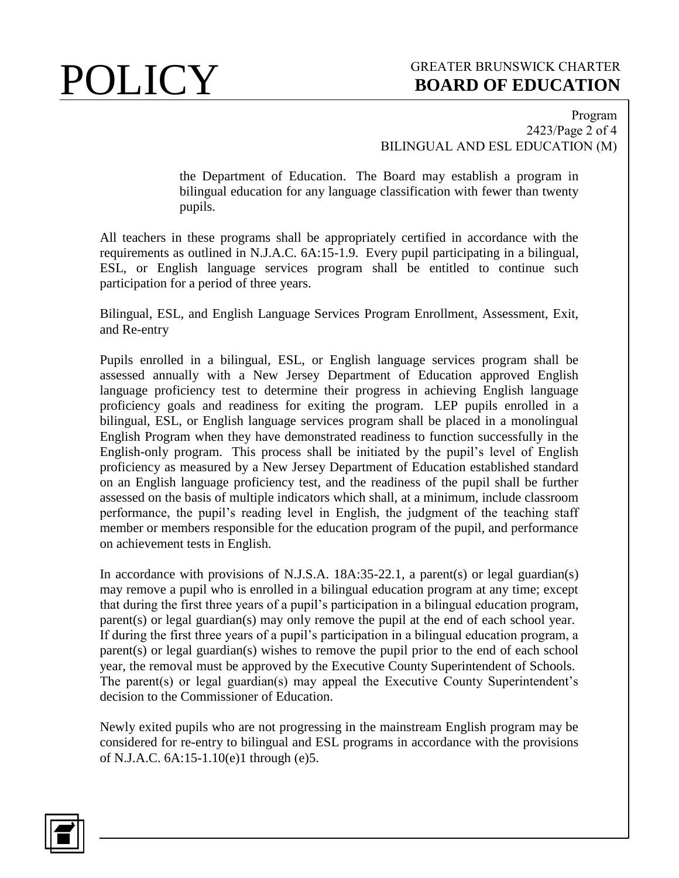the Department of Education. The Board may establish a program in bilingual education for any language classification with fewer than twenty pupils.

All teachers in these programs shall be appropriately certified in accordance with the requirements as outlined in N.J.A.C. 6A:15-1.9. Every pupil participating in a bilingual, ESL, or English language services program shall be entitled to continue such participation for a period of three years.

Bilingual, ESL, and English Language Services Program Enrollment, Assessment, Exit, and Re-entry

Pupils enrolled in a bilingual, ESL, or English language services program shall be assessed annually with a New Jersey Department of Education approved English language proficiency test to determine their progress in achieving English language proficiency goals and readiness for exiting the program. LEP pupils enrolled in a bilingual, ESL, or English language services program shall be placed in a monolingual English Program when they have demonstrated readiness to function successfully in the English-only program. This process shall be initiated by the pupil's level of English proficiency as measured by a New Jersey Department of Education established standard on an English language proficiency test, and the readiness of the pupil shall be further assessed on the basis of multiple indicators which shall, at a minimum, include classroom performance, the pupil's reading level in English, the judgment of the teaching staff member or members responsible for the education program of the pupil, and performance on achievement tests in English.

In accordance with provisions of N.J.S.A. 18A:35-22.1, a parent(s) or legal guardian(s) may remove a pupil who is enrolled in a bilingual education program at any time; except that during the first three years of a pupil's participation in a bilingual education program, parent(s) or legal guardian(s) may only remove the pupil at the end of each school year. If during the first three years of a pupil's participation in a bilingual education program, a parent(s) or legal guardian(s) wishes to remove the pupil prior to the end of each school year, the removal must be approved by the Executive County Superintendent of Schools. The parent(s) or legal guardian(s) may appeal the Executive County Superintendent's decision to the Commissioner of Education.

Newly exited pupils who are not progressing in the mainstream English program may be considered for re-entry to bilingual and ESL programs in accordance with the provisions of N.J.A.C. 6A:15-1.10(e)1 through (e)5.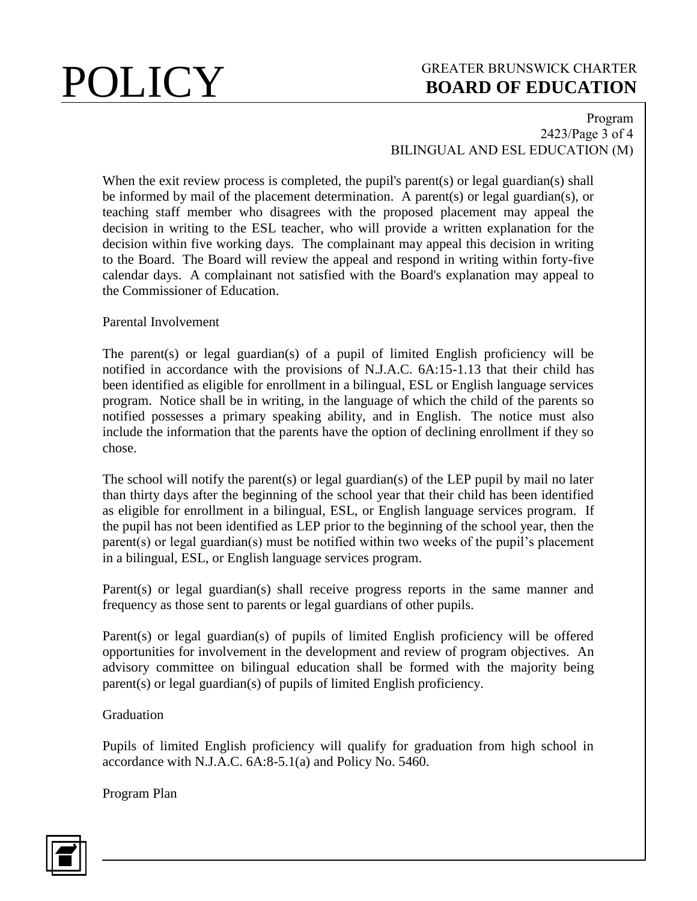When the exit review process is completed, the pupil's parent(s) or legal guardian(s) shall be informed by mail of the placement determination. A parent(s) or legal guardian(s), or teaching staff member who disagrees with the proposed placement may appeal the decision in writing to the ESL teacher, who will provide a written explanation for the decision within five working days. The complainant may appeal this decision in writing to the Board. The Board will review the appeal and respond in writing within forty-five calendar days. A complainant not satisfied with the Board's explanation may appeal to the Commissioner of Education.

Parental Involvement

The parent(s) or legal guardian(s) of a pupil of limited English proficiency will be notified in accordance with the provisions of N.J.A.C. 6A:15-1.13 that their child has been identified as eligible for enrollment in a bilingual, ESL or English language services program. Notice shall be in writing, in the language of which the child of the parents so notified possesses a primary speaking ability, and in English. The notice must also include the information that the parents have the option of declining enrollment if they so chose.

The school will notify the parent(s) or legal guardian(s) of the LEP pupil by mail no later than thirty days after the beginning of the school year that their child has been identified as eligible for enrollment in a bilingual, ESL, or English language services program. If the pupil has not been identified as LEP prior to the beginning of the school year, then the parent(s) or legal guardian(s) must be notified within two weeks of the pupil’s placement in a bilingual, ESL, or English language services program.

Parent(s) or legal guardian(s) shall receive progress reports in the same manner and frequency as those sent to parents or legal guardians of other pupils.

Parent(s) or legal guardian(s) of pupils of limited English proficiency will be offered opportunities for involvement in the development and review of program objectives. An advisory committee on bilingual education shall be formed with the majority being parent(s) or legal guardian(s) of pupils of limited English proficiency.

Graduation

Pupils of limited English proficiency will qualify for graduation from high school in accordance with N.J.A.C. 6A:8-5.1(a) and Policy No. 5460.

Program Plan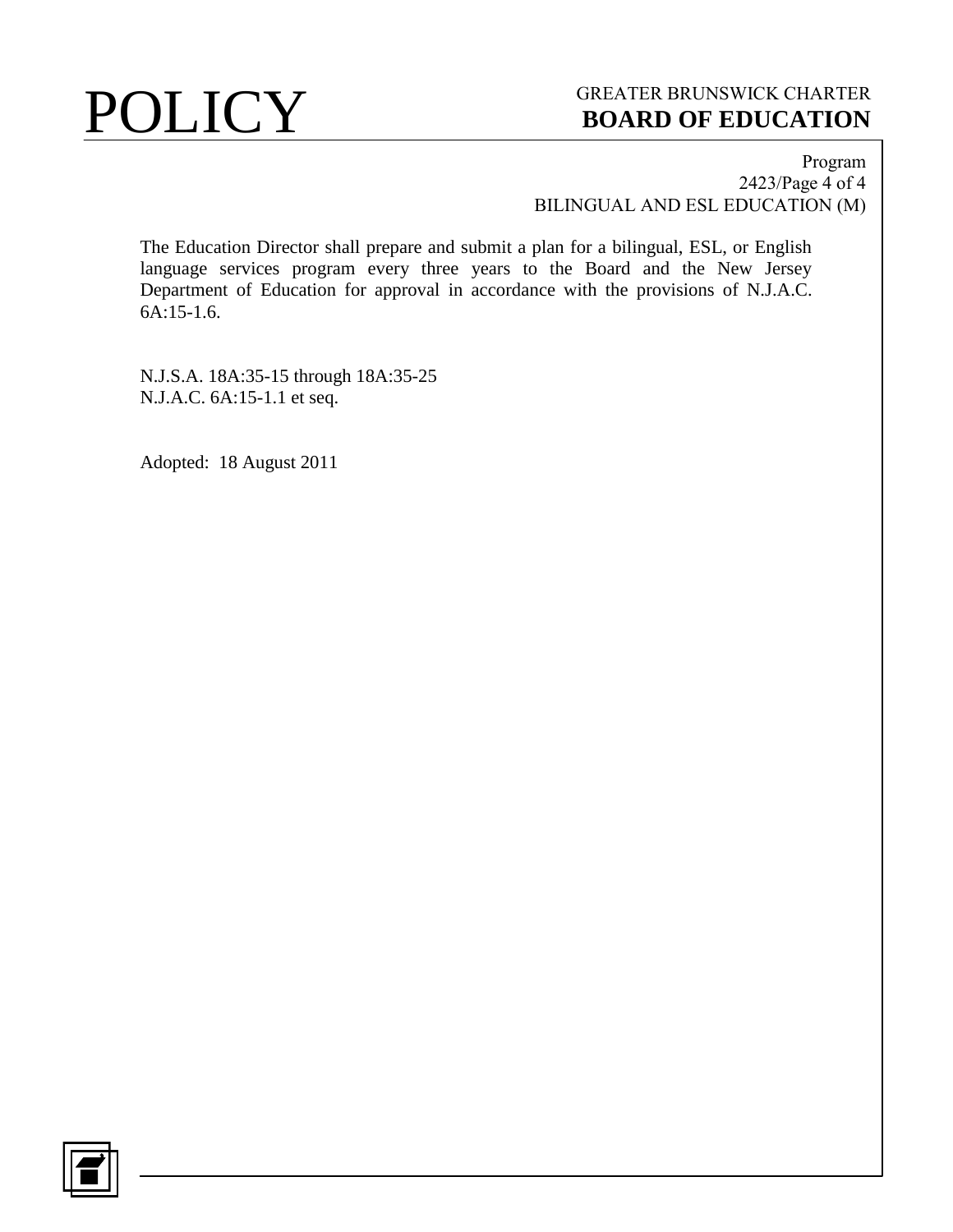The Education Director shall prepare and submit a plan for a bilingual, ESL, or English language services program every three years to the Board and the New Jersey Department of Education for approval in accordance with the provisions of N.J.A.C. 6A:15-1.6.

N.J.S.A. 18A:35-15 through 18A:35-25
N.J.A.C. 6A:15-1.1 et seq.

Adopted: 18 August 2011